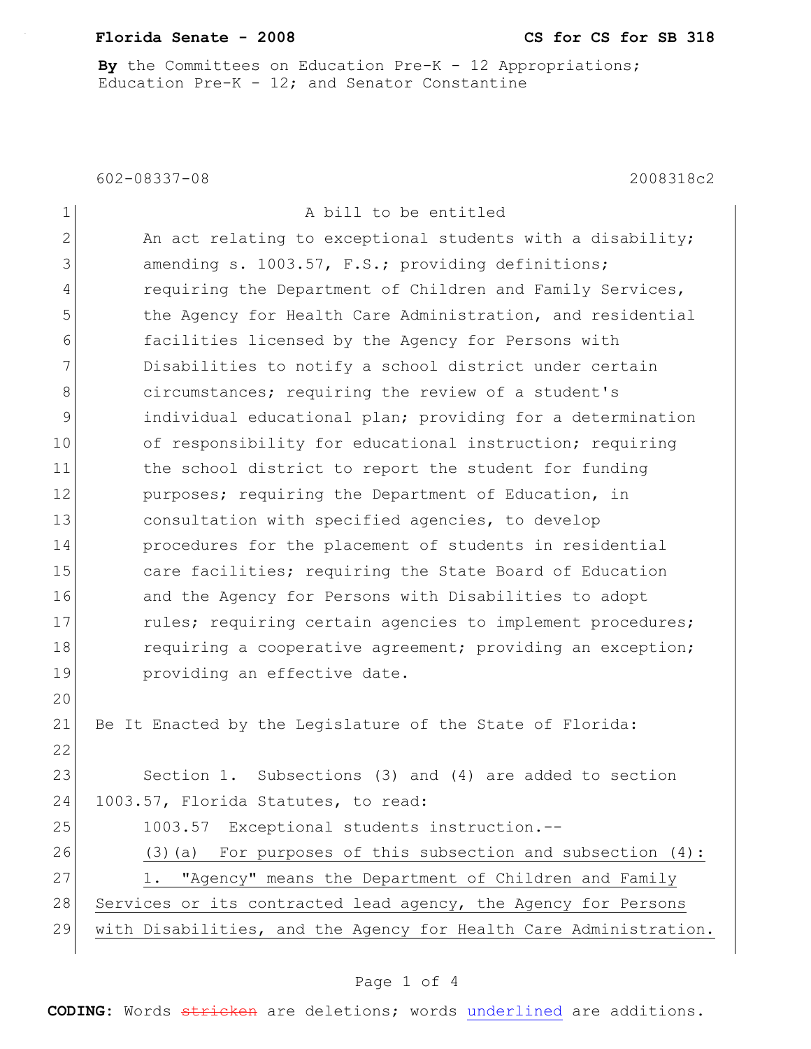**By** the Committees on Education Pre-K - 12 Appropriations; Education Pre-K - 12; and Senator Constantine

602-08337-08 2008318c2

A bill to be entitled

An act relating to exceptional students with a disability; amending s. 1003.57, F.S.; providing definitions; requiring the Department of Children and Family Services, the Agency for Health Care Administration, and residential facilities licensed by the Agency for Persons with Disabilities to notify a school district under certain circumstances; requiring the review of a student's individual educational plan; providing for a determination of responsibility for educational instruction; requiring the school district to report the student for funding purposes; requiring the Department of Education, in consultation with specified agencies, to develop procedures for the placement of students in residential care facilities; requiring the State Board of Education and the Agency for Persons with Disabilities to adopt rules; requiring certain agencies to implement procedures; requiring a cooperative agreement; providing an exception; providing an effective date.

Be It Enacted by the Legislature of the State of Florida:

Section 1. Subsections (3) and (4) are added to section 1003.57, Florida Statutes, to read:

1003.57 Exceptional students instruction.--

(3)(a) For purposes of this subsection and subsection (4):

1. "Agency" means the Department of Children and Family Services or its contracted lead agency, the Agency for Persons with Disabilities, and the Agency for Health Care Administration.

**CODING:** Words ~~stricken~~ are deletions; words underlined are additions.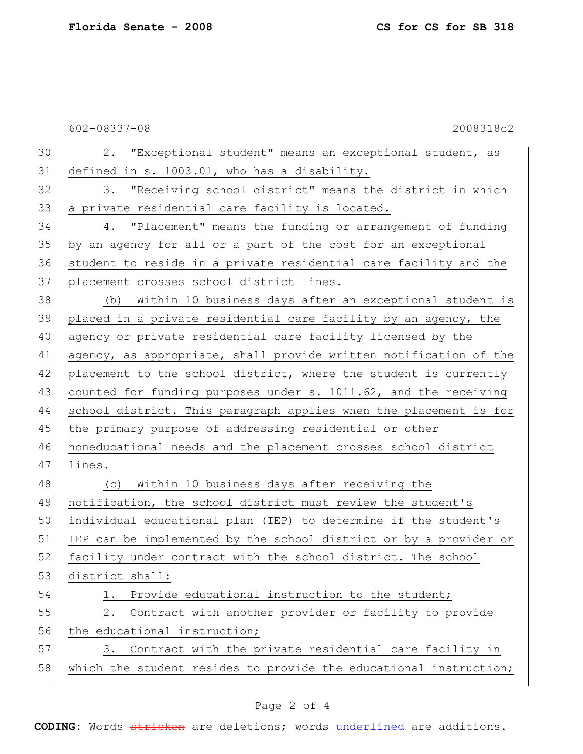2. "Exceptional student" means an exceptional student, as defined in s. 1003.01, who has a disability.

3. "Receiving school district" means the district in which a private residential care facility is located.

4. "Placement" means the funding or arrangement of funding by an agency for all or a part of the cost for an exceptional student to reside in a private residential care facility and the placement crosses school district lines.

(b) Within 10 business days after an exceptional student is placed in a private residential care facility by an agency, the agency or private residential care facility licensed by the agency, as appropriate, shall provide written notification of the placement to the school district, where the student is currently counted for funding purposes under s. 1011.62, and the receiving school district. This paragraph applies when the placement is for the primary purpose of addressing residential or other noneducational needs and the placement crosses school district lines.

(c) Within 10 business days after receiving the notification, the school district must review the student's individual educational plan (IEP) to determine if the student's IEP can be implemented by the school district or by a provider or facility under contract with the school district. The school district shall:

1. Provide educational instruction to the student;

2. Contract with another provider or facility to provide the educational instruction;

3. Contract with the private residential care facility in which the student resides to provide the educational instruction;

CODING: Words ~~stricken~~ are deletions; words underlined are additions.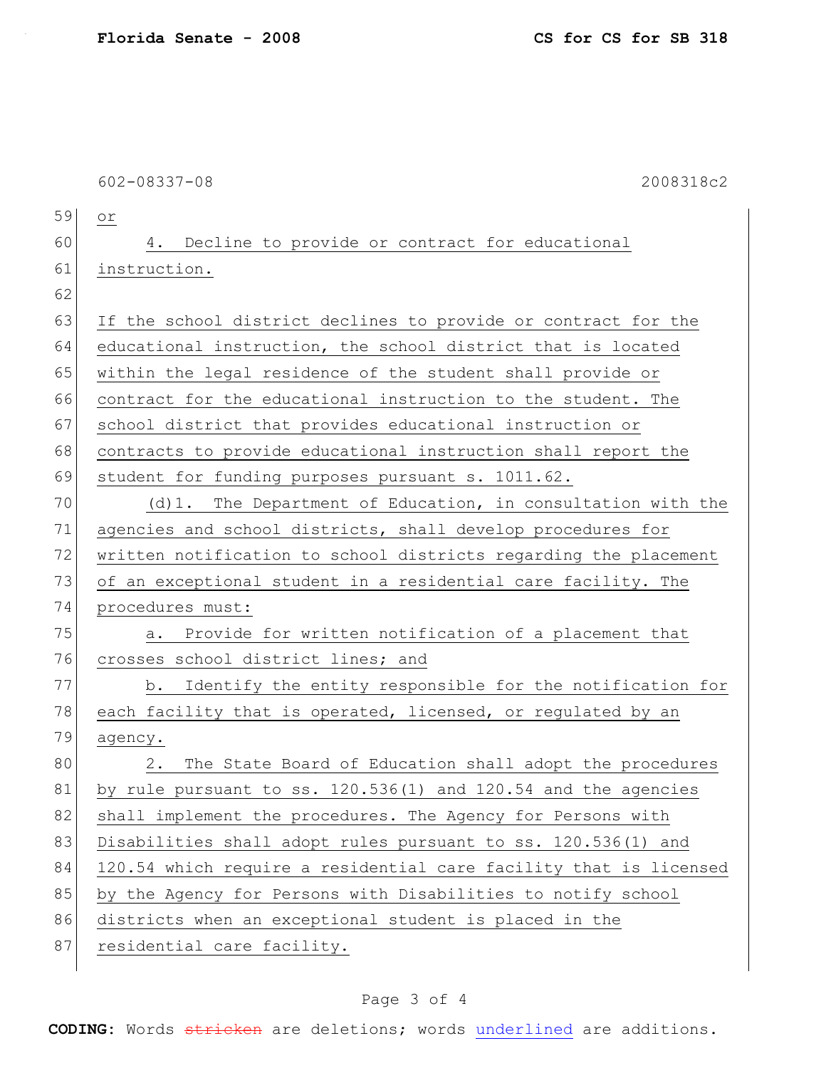602-08337-08 2008318c2

59 or

60 4. Decline to provide or contract for educational
61 instruction.

62

63 If the school district declines to provide or contract for the
64 educational instruction, the school district that is located
65 within the legal residence of the student shall provide or
66 contract for the educational instruction to the student. The
67 school district that provides educational instruction or
68 contracts to provide educational instruction shall report the
69 student for funding purposes pursuant s. 1011.62.

70 (d)1. The Department of Education, in consultation with the
71 agencies and school districts, shall develop procedures for
72 written notification to school districts regarding the placement
73 of an exceptional student in a residential care facility. The
74 procedures must:

75 a. Provide for written notification of a placement that
76 crosses school district lines; and

77 b. Identify the entity responsible for the notification for
78 each facility that is operated, licensed, or regulated by an
79 agency.

80 2. The State Board of Education shall adopt the procedures
81 by rule pursuant to ss. 120.536(1) and 120.54 and the agencies
82 shall implement the procedures. The Agency for Persons with
83 Disabilities shall adopt rules pursuant to ss. 120.536(1) and
84 120.54 which require a residential care facility that is licensed
85 by the Agency for Persons with Disabilities to notify school
86 districts when an exceptional student is placed in the
87 residential care facility.

**CODING:** Words stricken are deletions; words underlined are additions.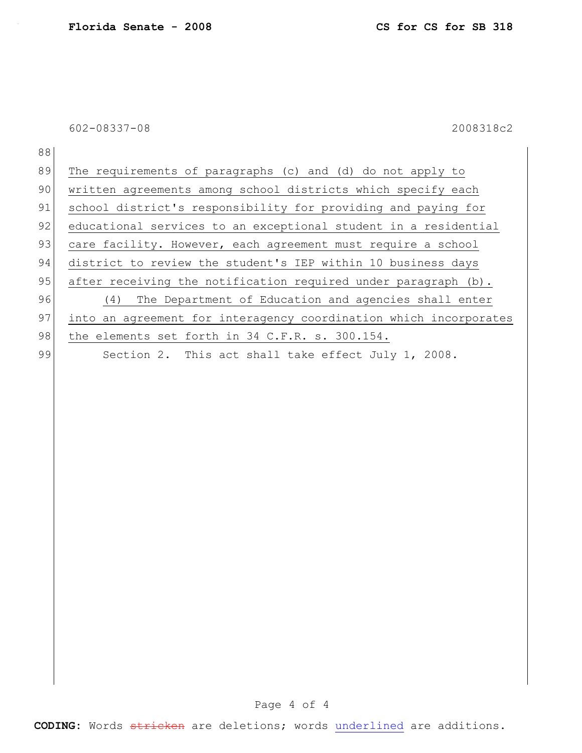602-08337-08 2008318c2

The requirements of paragraphs (c) and (d) do not apply to written agreements among school districts which specify each school district's responsibility for providing and paying for educational services to an exceptional student in a residential care facility. However, each agreement must require a school district to review the student's IEP within 10 business days after receiving the notification required under paragraph (b).

(4) The Department of Education and agencies shall enter into an agreement for interagency coordination which incorporates the elements set forth in 34 C.F.R. s. 300.154.

Section 2. This act shall take effect July 1, 2008.

**CODING:** Words ~~stricken~~ are deletions; words underlined are additions.